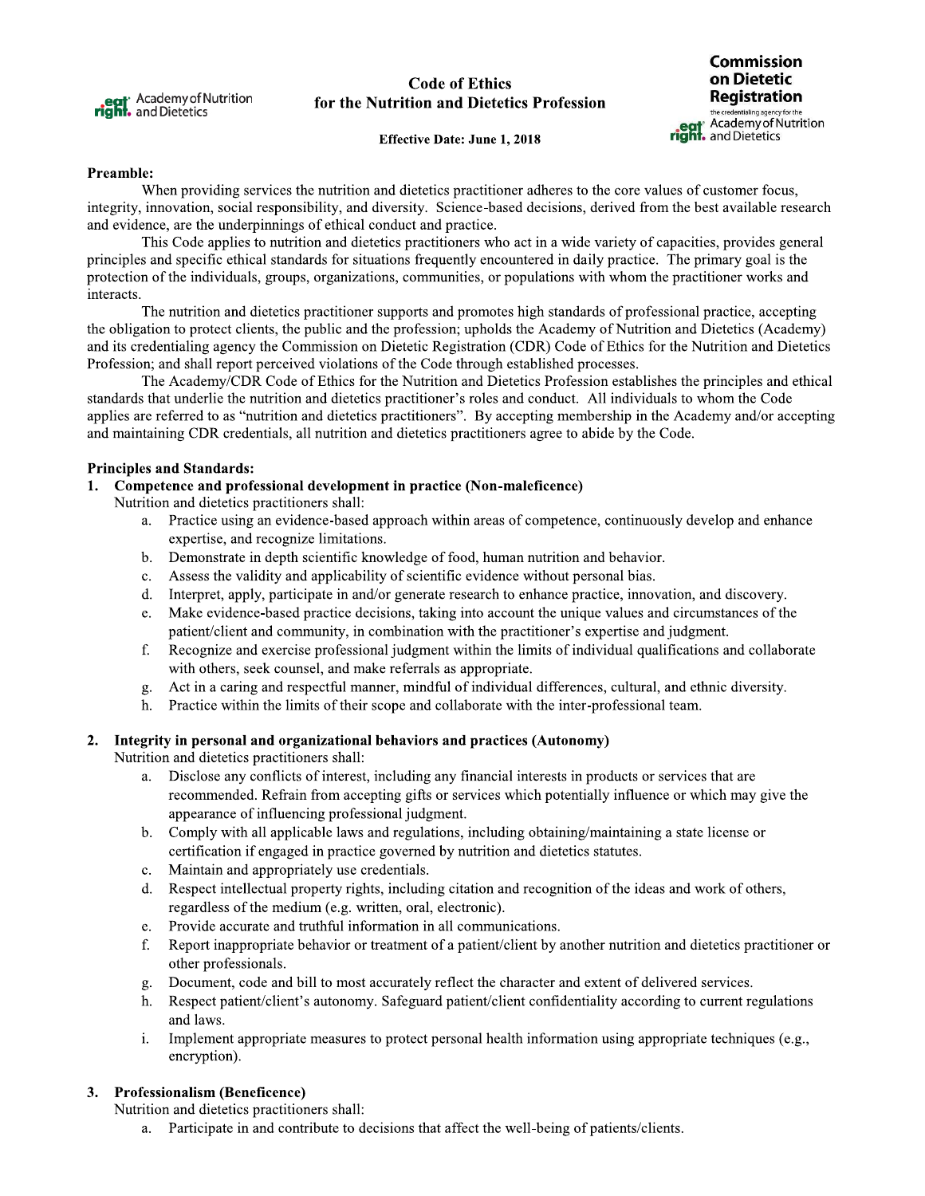Academy of Nutrition and Dietetics

# Code of Ethics for the Nutrition and Dietetics Profession

**Effective Date: June 1, 2018**

Commission on Dietetic Registration
the credentialing agency for the Academy of Nutrition and Dietetics

**Preamble:**

When providing services the nutrition and dietetics practitioner adheres to the core values of customer focus, integrity, innovation, social responsibility, and diversity. Science-based decisions, derived from the best available research and evidence, are the underpinnings of ethical conduct and practice.

This Code applies to nutrition and dietetics practitioners who act in a wide variety of capacities, provides general principles and specific ethical standards for situations frequently encountered in daily practice. The primary goal is the protection of the individuals, groups, organizations, communities, or populations with whom the practitioner works and interacts.

The nutrition and dietetics practitioner supports and promotes high standards of professional practice, accepting the obligation to protect clients, the public and the profession; upholds the Academy of Nutrition and Dietetics (Academy) and its credentialing agency the Commission on Dietetic Registration (CDR) Code of Ethics for the Nutrition and Dietetics Profession; and shall report perceived violations of the Code through established processes.

The Academy/CDR Code of Ethics for the Nutrition and Dietetics Profession establishes the principles and ethical standards that underlie the nutrition and dietetics practitioner's roles and conduct. All individuals to whom the Code applies are referred to as "nutrition and dietetics practitioners". By accepting membership in the Academy and/or accepting and maintaining CDR credentials, all nutrition and dietetics practitioners agree to abide by the Code.

**Principles and Standards:**

1. **Competence and professional development in practice (Non-maleficence)**

   Nutrition and dietetics practitioners shall:

   a. Practice using an evidence-based approach within areas of competence, continuously develop and enhance expertise, and recognize limitations.
   b. Demonstrate in depth scientific knowledge of food, human nutrition and behavior.
   c. Assess the validity and applicability of scientific evidence without personal bias.
   d. Interpret, apply, participate in and/or generate research to enhance practice, innovation, and discovery.
   e. Make evidence-based practice decisions, taking into account the unique values and circumstances of the patient/client and community, in combination with the practitioner's expertise and judgment.
   f. Recognize and exercise professional judgment within the limits of individual qualifications and collaborate with others, seek counsel, and make referrals as appropriate.
   g. Act in a caring and respectful manner, mindful of individual differences, cultural, and ethnic diversity.
   h. Practice within the limits of their scope and collaborate with the inter-professional team.

2. **Integrity in personal and organizational behaviors and practices (Autonomy)**

   Nutrition and dietetics practitioners shall:

   a. Disclose any conflicts of interest, including any financial interests in products or services that are recommended. Refrain from accepting gifts or services which potentially influence or which may give the appearance of influencing professional judgment.
   b. Comply with all applicable laws and regulations, including obtaining/maintaining a state license or certification if engaged in practice governed by nutrition and dietetics statutes.
   c. Maintain and appropriately use credentials.
   d. Respect intellectual property rights, including citation and recognition of the ideas and work of others, regardless of the medium (e.g. written, oral, electronic).
   e. Provide accurate and truthful information in all communications.
   f. Report inappropriate behavior or treatment of a patient/client by another nutrition and dietetics practitioner or other professionals.
   g. Document, code and bill to most accurately reflect the character and extent of delivered services.
   h. Respect patient/client's autonomy. Safeguard patient/client confidentiality according to current regulations and laws.
   i. Implement appropriate measures to protect personal health information using appropriate techniques (e.g., encryption).

3. **Professionalism (Beneficence)**

   Nutrition and dietetics practitioners shall:

   a. Participate in and contribute to decisions that affect the well-being of patients/clients.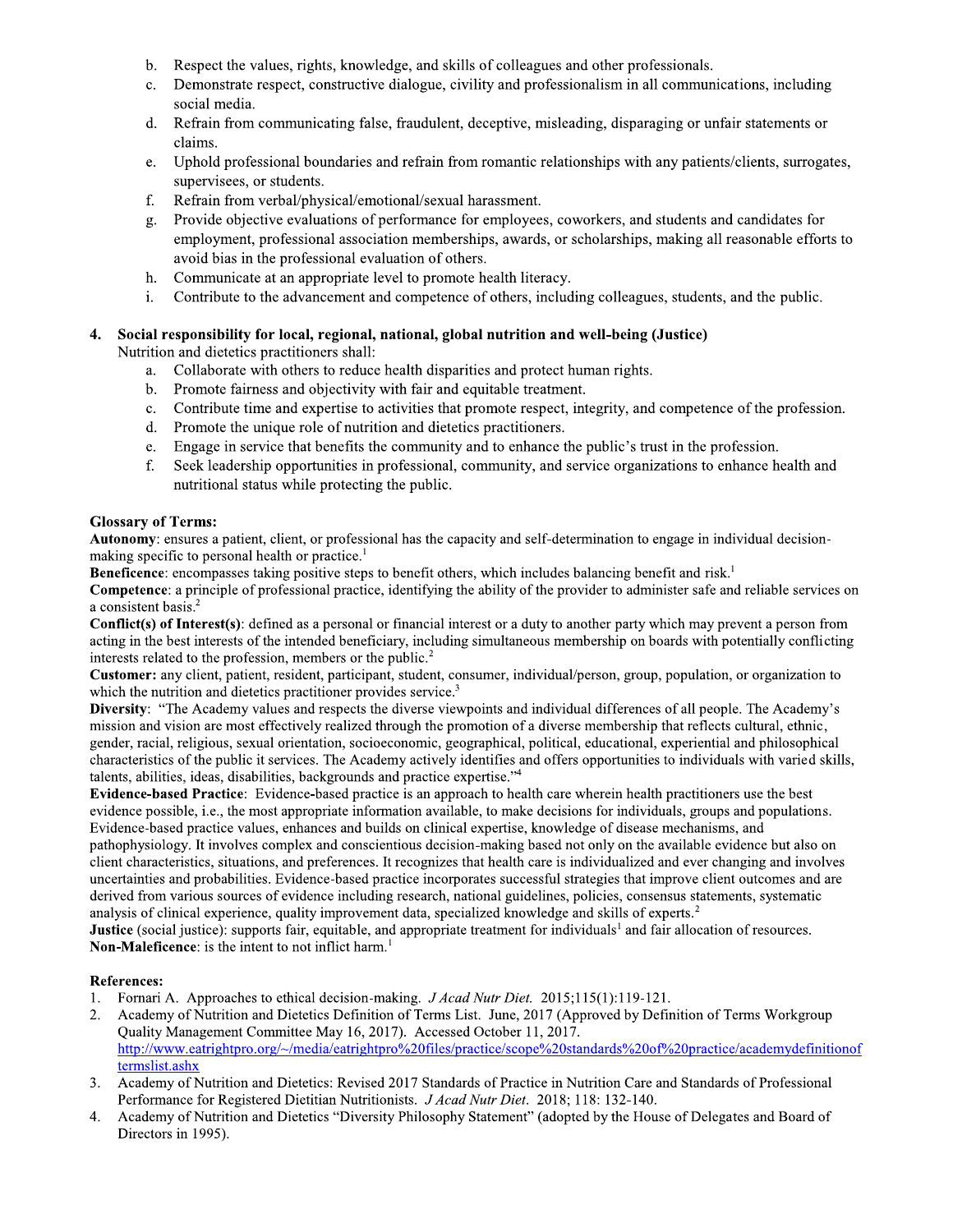b. Respect the values, rights, knowledge, and skills of colleagues and other professionals.
c. Demonstrate respect, constructive dialogue, civility and professionalism in all communications, including social media.
d. Refrain from communicating false, fraudulent, deceptive, misleading, disparaging or unfair statements or claims.
e. Uphold professional boundaries and refrain from romantic relationships with any patients/clients, surrogates, supervisees, or students.
f. Refrain from verbal/physical/emotional/sexual harassment.
g. Provide objective evaluations of performance for employees, coworkers, and students and candidates for employment, professional association memberships, awards, or scholarships, making all reasonable efforts to avoid bias in the professional evaluation of others.
h. Communicate at an appropriate level to promote health literacy.
i. Contribute to the advancement and competence of others, including colleagues, students, and the public.

**4. Social responsibility for local, regional, national, global nutrition and well-being (Justice)**

Nutrition and dietetics practitioners shall:

a. Collaborate with others to reduce health disparities and protect human rights.
b. Promote fairness and objectivity with fair and equitable treatment.
c. Contribute time and expertise to activities that promote respect, integrity, and competence of the profession.
d. Promote the unique role of nutrition and dietetics practitioners.
e. Engage in service that benefits the community and to enhance the public's trust in the profession.
f. Seek leadership opportunities in professional, community, and service organizations to enhance health and nutritional status while protecting the public.

**Glossary of Terms:**

**Autonomy**: ensures a patient, client, or professional has the capacity and self-determination to engage in individual decision-making specific to personal health or practice.[1]

**Beneficence**: encompasses taking positive steps to benefit others, which includes balancing benefit and risk.[1]

**Competence**: a principle of professional practice, identifying the ability of the provider to administer safe and reliable services on a consistent basis.[2]

**Conflict(s) of Interest(s)**: defined as a personal or financial interest or a duty to another party which may prevent a person from acting in the best interests of the intended beneficiary, including simultaneous membership on boards with potentially conflicting interests related to the profession, members or the public.[2]

**Customer:** any client, patient, resident, participant, student, consumer, individual/person, group, population, or organization to which the nutrition and dietetics practitioner provides service.[3]

**Diversity**: "The Academy values and respects the diverse viewpoints and individual differences of all people. The Academy's mission and vision are most effectively realized through the promotion of a diverse membership that reflects cultural, ethnic, gender, racial, religious, sexual orientation, socioeconomic, geographical, political, educational, experiential and philosophical characteristics of the public it services. The Academy actively identifies and offers opportunities to individuals with varied skills, talents, abilities, ideas, disabilities, backgrounds and practice expertise."[4]

**Evidence-based Practice**: Evidence-based practice is an approach to health care wherein health practitioners use the best evidence possible, i.e., the most appropriate information available, to make decisions for individuals, groups and populations. Evidence-based practice values, enhances and builds on clinical expertise, knowledge of disease mechanisms, and pathophysiology. It involves complex and conscientious decision-making based not only on the available evidence but also on client characteristics, situations, and preferences. It recognizes that health care is individualized and ever changing and involves uncertainties and probabilities. Evidence-based practice incorporates successful strategies that improve client outcomes and are derived from various sources of evidence including research, national guidelines, policies, consensus statements, systematic analysis of clinical experience, quality improvement data, specialized knowledge and skills of experts.[2]

**Justice** (social justice): supports fair, equitable, and appropriate treatment for individuals[1] and fair allocation of resources.

**Non-Maleficence**: is the intent to not inflict harm.[1]

**References:**

1. Fornari A. Approaches to ethical decision-making. *J Acad Nutr Diet.* 2015;115(1):119-121.
2. Academy of Nutrition and Dietetics Definition of Terms List. June, 2017 (Approved by Definition of Terms Workgroup Quality Management Committee May 16, 2017). Accessed October 11, 2017. http://www.eatrightpro.org/~/media/eatrightpro%20files/practice/scope%20standards%20of%20practice/academydefinitionoftermslist.ashx
3. Academy of Nutrition and Dietetics: Revised 2017 Standards of Practice in Nutrition Care and Standards of Professional Performance for Registered Dietitian Nutritionists. *J Acad Nutr Diet*. 2018; 118: 132-140.
4. Academy of Nutrition and Dietetics "Diversity Philosophy Statement" (adopted by the House of Delegates and Board of Directors in 1995).